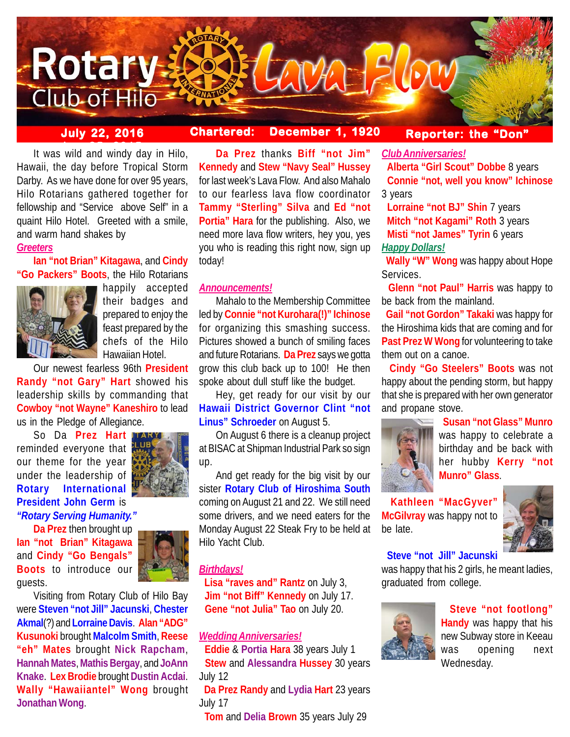# Rotary Club of Hilo Lava Flow

**July 22, 2016** | **Chartered: December 1, 1920** | **Reporter: the "Don"**

It was wild and windy day in Hilo, Hawaii, the day before Tropical Storm Darby. As we have done for over 95 years, Hilo Rotarians gathered together for fellowship and "Service above Self" in a quaint Hilo Hotel. Greeted with a smile, and warm hand shakes by

***Greeters***

**Ian "not Brian" Kitagawa**, and **Cindy "Go Packers" Boots**, the Hilo Rotarians happily accepted their badges and prepared to enjoy the feast prepared by the chefs of the Hilo Hawaiian Hotel.

Our newest fearless 96th **President Randy "not Gary" Hart** showed his leadership skills by commanding that **Cowboy "not Wayne" Kaneshiro** to lead us in the Pledge of Allegiance.

So Da **Prez Hart** reminded everyone that our theme for the year under the leadership of **Rotary International President John Germ** is ***"Rotary Serving Humanity."***

**Da Prez** then brought up **Ian "not Brian" Kitagawa** and **Cindy "Go Bengals" Boots** to introduce our guests.

Visiting from Rotary Club of Hilo Bay were **Steven "not Jill" Jacunski**, **Chester Akmal**(?) and **Lorraine Davis**. **Alan "ADG" Kusunoki** brought **Malcolm Smith**, **Reese "eh" Mates** brought **Nick Rapcham**, **Hannah Mates**, **Mathis Bergay**, and **JoAnn Knake**. **Lex Brodie** brought **Dustin Acdai**. **Wally "Hawaiiantel" Wong** brought **Jonathan Wong**.

**Da Prez** thanks **Biff "not Jim" Kennedy** and **Stew "Navy Seal" Hussey** for last week's Lava Flow. And also Mahalo to our fearless lava flow coordinator **Tammy "Sterling" Silva** and **Ed "not Portia" Hara** for the publishing. Also, we need more lava flow writers, hey you, yes you who is reading this right now, sign up today!

***Announcements!***

Mahalo to the Membership Committee led by **Connie "not Kurohara(!)" Ichinose** for organizing this smashing success. Pictures showed a bunch of smiling faces and future Rotarians. **Da Prez** says we gotta grow this club back up to 100! He then spoke about dull stuff like the budget.

Hey, get ready for our visit by our **Hawaii District Governor Clint "not Linus" Schroeder** on August 5.

On August 6 there is a cleanup project at BISAC at Shipman Industrial Park so sign up.

And get ready for the big visit by our sister **Rotary Club of Hiroshima South** coming on August 21 and 22. We still need some drivers, and we need eaters for the Monday August 22 Steak Fry to be held at Hilo Yacht Club.

***Birthdays!***

**Lisa "raves and" Rantz** on July 3,
**Jim "not Biff" Kennedy** on July 17.
**Gene "not Julia" Tao** on July 20.

***Wedding Anniversaries!***

**Eddie** & **Portia Hara** 38 years July 1
**Stew** and **Alessandra Hussey** 30 years July 12
**Da Prez Randy** and **Lydia Hart** 23 years July 17
**Tom** and **Delia Brown** 35 years July 29

***Club Anniversaries!***

**Alberta "Girl Scout" Dobbe** 8 years
**Connie "not, well you know" Ichinose** 3 years
**Lorraine "not BJ" Shin** 7 years
**Mitch "not Kagami" Roth** 3 years
**Misti "not James" Tyrin** 6 years

***Happy Dollars!***

**Wally "W" Wong** was happy about Hope Services.

**Glenn "not Paul" Harris** was happy to be back from the mainland.

**Gail "not Gordon" Takaki** was happy for the Hiroshima kids that are coming and for **Past Prez W Wong** for volunteering to take them out on a canoe.

**Cindy "Go Steelers" Boots** was not happy about the pending storm, but happy that she is prepared with her own generator and propane stove.

**Susan "not Glass" Munro** was happy to celebrate a birthday and be back with her hubby **Kerry "not Munro" Glass**.

**Kathleen "MacGyver" McGilvray** was happy not to be late.

**Steve "not Jill" Jacunski** was happy that his 2 girls, he meant ladies, graduated from college.

**Steve "not footlong" Handy** was happy that his new Subway store in Keeau was opening next Wednesday.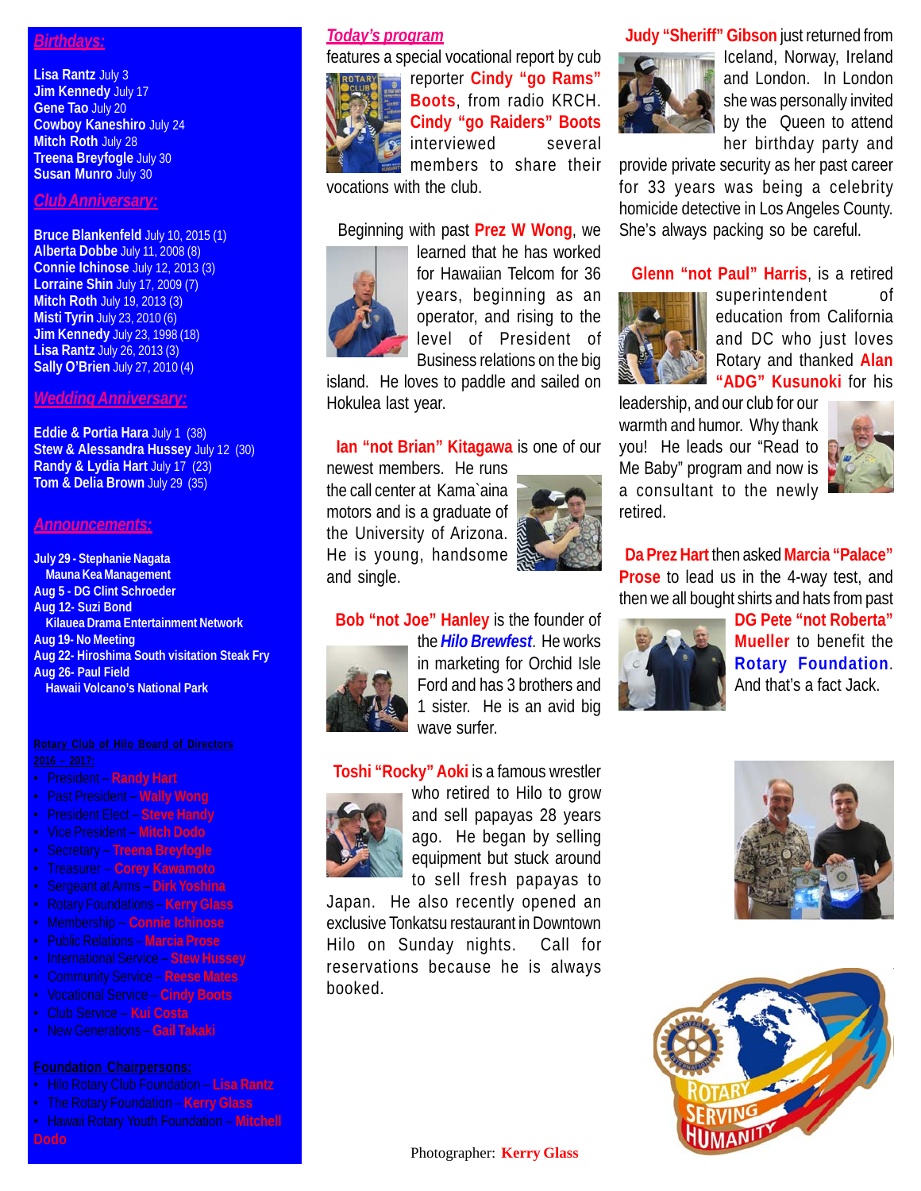## *Birthdays:*

**Lisa Rantz** July 3
**Jim Kennedy** July 17
**Gene Tao** July 20
**Cowboy Kaneshiro** July 24
**Mitch Roth** July 28
**Treena Breyfogle** July 30
**Susan Munro** July 30

## *Club Anniversary:*

**Bruce Blankenfeld** July 10, 2015 (1)
**Alberta Dobbe** July 11, 2008 (8)
**Connie Ichinose** July 12, 2013 (3)
**Lorraine Shin** July 17, 2009 (7)
**Mitch Roth** July 19, 2013 (3)
**Misti Tyrin** July 23, 2010 (6)
**Jim Kennedy** July 23, 1998 (18)
**Lisa Rantz** July 26, 2013 (3)
**Sally O'Brien** July 27, 2010 (4)

## *Wedding Anniversary:*

**Eddie & Portia Hara** July 1 (38)
**Stew & Alessandra Hussey** July 12 (30)
**Randy & Lydia Hart** July 17 (23)
**Tom & Delia Brown** July 29 (35)

## *Announcements:*

**July 29 - Stephanie Nagata**
**Mauna Kea Management**
**Aug 5 - DG Clint Schroeder**
**Aug 12- Suzi Bond**
**Kilauea Drama Entertainment Network**
**Aug 19- No Meeting**
**Aug 22- Hiroshima South visitation Steak Fry**
**Aug 26- Paul Field**
**Hawaii Volcano's National Park**

**Rotary Club of Hilo Board of Directors**
**2016 – 2017:**

- President – **Randy Hart**
- Past President – **Wally Wong**
- President Elect – **Steve Handy**
- Vice President – **Mitch Dodo**
- Secretary – **Treena Breyfogle**
- Treasurer – **Corey Kawamoto**
- Sergeant at Arms – **Dirk Yoshina**
- Rotary Foundations – **Kerry Glass**
- Membership – **Connie Ichinose**
- Public Relations – **Marcia Prose**
- International Service – **Stew Hussey**
- Community Service – **Reese Mates**
- Vocational Service – **Cindy Boots**
- Club Service – **Kui Costa**
- New Generations – **Gail Takaki**

**Foundation Chairpersons:**

- Hilo Rotary Club Foundation – **Lisa Rantz**
- The Rotary Foundation – **Kerry Glass**
- Hawaii Rotary Youth Foundation – **Mitchell Dodo**

## *Today's program*

features a special vocational report by cub reporter **Cindy "go Rams" Boots**, from radio KRCH. **Cindy "go Raiders" Boots** interviewed several members to share their vocations with the club.

Beginning with past **Prez W Wong**, we learned that he has worked for Hawaiian Telcom for 36 years, beginning as an operator, and rising to the level of President of Business relations on the big island. He loves to paddle and sailed on Hokulea last year.

**Ian "not Brian" Kitagawa** is one of our newest members. He runs the call center at Kama`aina motors and is a graduate of the University of Arizona. He is young, handsome and single.

**Bob "not Joe" Hanley** is the founder of the ***Hilo Brewfest***. He works in marketing for Orchid Isle Ford and has 3 brothers and 1 sister. He is an avid big wave surfer.

**Toshi "Rocky" Aoki** is a famous wrestler who retired to Hilo to grow and sell papayas 28 years ago. He began by selling equipment but stuck around to sell fresh papayas to Japan. He also recently opened an exclusive Tonkatsu restaurant in Downtown Hilo on Sunday nights. Call for reservations because he is always booked.

**Judy "Sheriff" Gibson** just returned from Iceland, Norway, Ireland and London. In London she was personally invited by the Queen to attend her birthday party and provide private security as her past career for 33 years was being a celebrity homicide detective in Los Angeles County. She's always packing so be careful.

**Glenn "not Paul" Harris**, is a retired superintendent of education from California and DC who just loves Rotary and thanked **Alan "ADG" Kusunoki** for his leadership, and our club for our warmth and humor. Why thank you! He leads our "Read to Me Baby" program and now is a consultant to the newly retired.

**Da Prez Hart** then asked **Marcia "Palace" Prose** to lead us in the 4-way test, and then we all bought shirts and hats from past **DG Pete "not Roberta" Mueller** to benefit the **Rotary Foundation**. And that's a fact Jack.

Photographer: **Kerry Glass**